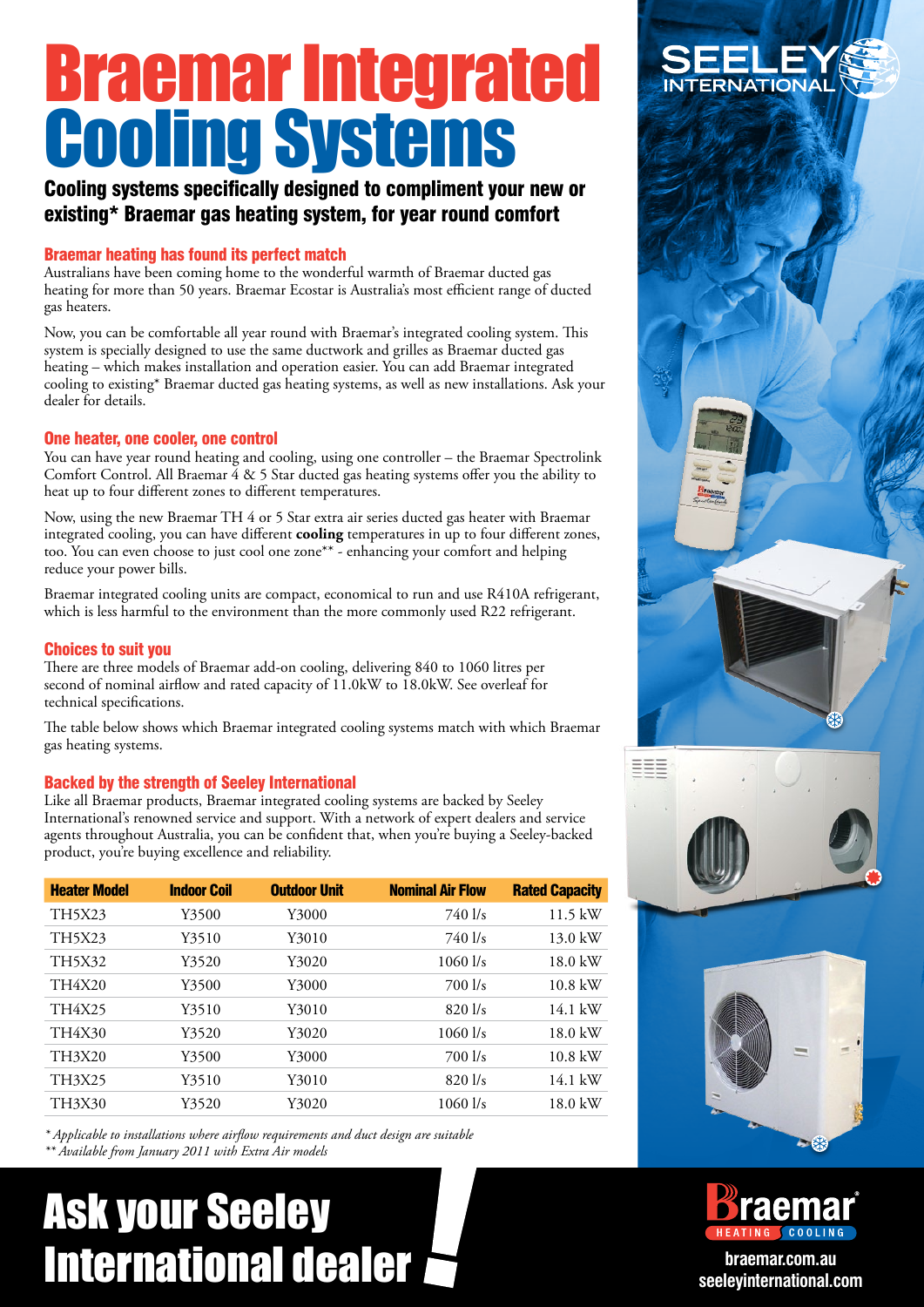# Braemar Integrated Cooling Systems

## Cooling systems specifically designed to compliment your new or existing* Braemar gas heating system, for year round comfort

### Braemar heating has found its perfect match

Australians have been coming home to the wonderful warmth of Braemar ducted gas heating for more than 50 years. Braemar Ecostar is Australia's most efficient range of ducted gas heaters.

Now, you can be comfortable all year round with Braemar's integrated cooling system. This system is specially designed to use the same ductwork and grilles as Braemar ducted gas heating – which makes installation and operation easier. You can add Braemar integrated cooling to existing* Braemar ducted gas heating systems, as well as new installations. Ask your dealer for details.

### One heater, one cooler, one control

You can have year round heating and cooling, using one controller – the Braemar Spectrolink Comfort Control. All Braemar 4 & 5 Star ducted gas heating systems offer you the ability to heat up to four different zones to different temperatures.

Now, using the new Braemar TH 4 or 5 Star extra air series ducted gas heater with Braemar integrated cooling, you can have different **cooling** temperatures in up to four different zones, too. You can even choose to just cool one zone** - enhancing your comfort and helping reduce your power bills.

Braemar integrated cooling units are compact, economical to run and use R410A refrigerant, which is less harmful to the environment than the more commonly used R22 refrigerant.

### Choices to suit you

There are three models of Braemar add-on cooling, delivering 840 to 1060 litres per second of nominal airflow and rated capacity of 11.0kW to 18.0kW. See overleaf for technical specifications.

The table below shows which Braemar integrated cooling systems match with which Braemar gas heating systems.

### Backed by the strength of Seeley International

Like all Braemar products, Braemar integrated cooling systems are backed by Seeley International's renowned service and support. With a network of expert dealers and service agents throughout Australia, you can be confident that, when you're buying a Seeley-backed product, you're buying excellence and reliability.

| Heater Model | Indoor Coil | Outdoor Unit | Nominal Air Flow | Rated Capacity |
|---|---|---|---|---|
| TH5X23 | Y3500 | Y3000 | 740 l/s | 11.5 kW |
| TH5X23 | Y3510 | Y3010 | 740 l/s | 13.0 kW |
| TH5X32 | Y3520 | Y3020 | 1060 l/s | 18.0 kW |
| TH4X20 | Y3500 | Y3000 | 700 l/s | 10.8 kW |
| TH4X25 | Y3510 | Y3010 | 820 l/s | 14.1 kW |
| TH4X30 | Y3520 | Y3020 | 1060 l/s | 18.0 kW |
| TH3X20 | Y3500 | Y3000 | 700 l/s | 10.8 kW |
| TH3X25 | Y3510 | Y3010 | 820 l/s | 14.1 kW |
| TH3X30 | Y3520 | Y3020 | 1060 l/s | 18.0 kW |

*\* Applicable to installations where airflow requirements and duct design are suitable*
*\*\* Available from January 2011 with Extra Air models*

# Ask your Seeley International dealer!

Braemar HEATING COOLING

braemar.com.au
seeleyinternational.com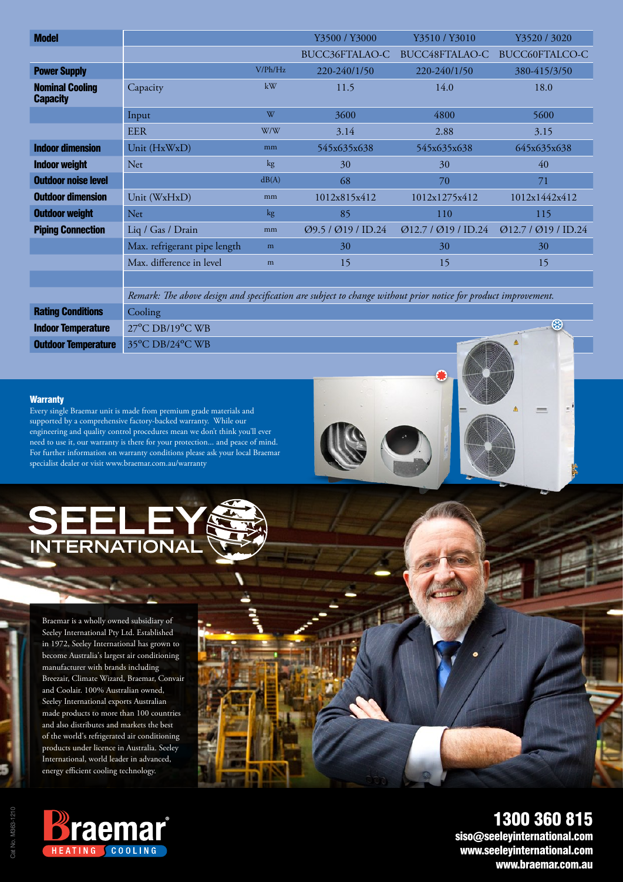| Model | | | Y3500 / Y3000 | Y3510 / Y3010 | Y3520 / 3020 |
|---|---|---|---|---|---|
| | | | BUCC36FTALAO-C | BUCC48FTALAO-C | BUCC60FTALCO-C |
| **Power Supply** | | V/Ph/Hz | 220-240/1/50 | 220-240/1/50 | 380-415/3/50 |
| **Nominal Cooling Capacity** | Capacity | kW | 11.5 | 14.0 | 18.0 |
| | Input | W | 3600 | 4800 | 5600 |
| | EER | W/W | 3.14 | 2.88 | 3.15 |
| **Indoor dimension** | Unit (HxWxD) | mm | 545x635x638 | 545x635x638 | 645x635x638 |
| **Indoor weight** | Net | kg | 30 | 30 | 40 |
| **Outdoor noise level** | | dB(A) | 68 | 70 | 71 |
| **Outdoor dimension** | Unit (WxHxD) | mm | 1012x815x412 | 1012x1275x412 | 1012x1442x412 |
| **Outdoor weight** | Net | kg | 85 | 110 | 115 |
| **Piping Connection** | Liq / Gas / Drain | mm | Ø9.5 / Ø19 / ID.24 | Ø12.7 / Ø19 / ID.24 | Ø12.7 / Ø19 / ID.24 |
| | Max. refrigerant pipe length | m | 30 | 30 | 30 |
| | Max. difference in level | m | 15 | 15 | 15 |

*Remark: The above design and specification are subject to change without prior notice for product improvement.*

| | |
|---|---|
| **Rating Conditions** | Cooling |
| **Indoor Temperature** | 27°C DB/19°C WB |
| **Outdoor Temperature** | 35°C DB/24°C WB |

**Warranty**

Every single Braemar unit is made from premium grade materials and supported by a comprehensive factory-backed warranty. While our engineering and quality control procedures mean we don't think you'll ever need to use it, our warranty is there for your protection... and peace of mind. For further information on warranty conditions please ask your local Braemar specialist dealer or visit www.braemar.com.au/warranty

SEELEY INTERNATIONAL

Braemar is a wholly owned subsidiary of Seeley International Pty Ltd. Established in 1972, Seeley International has grown to become Australia's largest air conditioning manufacturer with brands including Breezair, Climate Wizard, Braemar, Convair and Coolair. 100% Australian owned, Seeley International exports Australian made products to more than 100 countries and also distributes and markets the best of the world's refrigerated air conditioning products under licence in Australia. Seeley International, world leader in advanced, energy efficient cooling technology.

Braemar® HEATING COOLING

**1300 360 815**
**siso@seeleyinternational.com**
**www.seeleyinternational.com**
**www.braemar.com.au**

Cat No. M363-1210